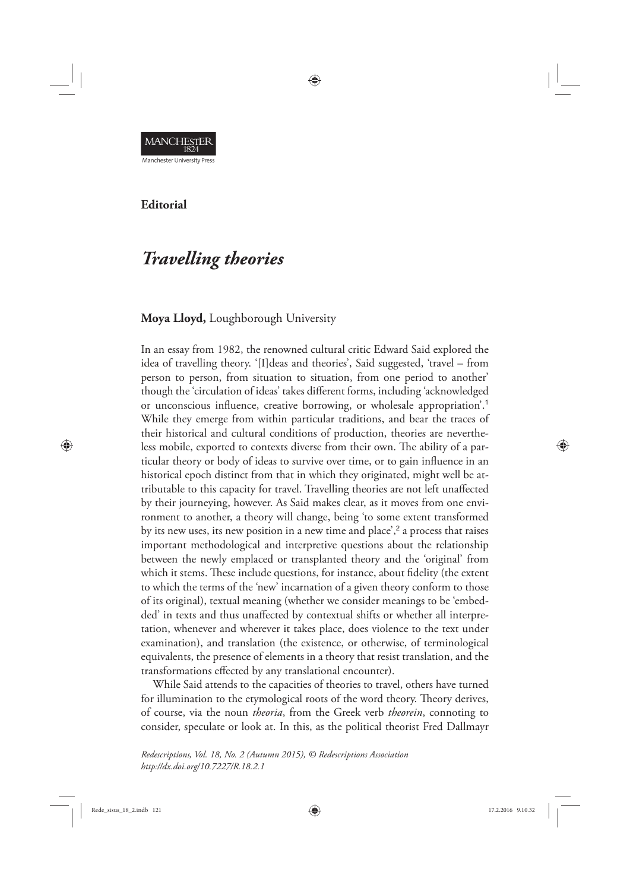**Editorial**

# *Travelling theories*

**Moya Lloyd,** Loughborough University

In an essay from 1982, the renowned cultural critic Edward Said explored the idea of travelling theory. '[I]deas and theories', Said suggested, 'travel – from person to person, from situation to situation, from one period to another' though the 'circulation of ideas' takes different forms, including 'acknowledged or unconscious influence, creative borrowing, or wholesale appropriation'.[1] While they emerge from within particular traditions, and bear the traces of their historical and cultural conditions of production, theories are nevertheless mobile, exported to contexts diverse from their own. The ability of a particular theory or body of ideas to survive over time, or to gain influence in an historical epoch distinct from that in which they originated, might well be attributable to this capacity for travel. Travelling theories are not left unaffected by their journeying, however. As Said makes clear, as it moves from one environment to another, a theory will change, being 'to some extent transformed by its new uses, its new position in a new time and place',[2] a process that raises important methodological and interpretive questions about the relationship between the newly emplaced or transplanted theory and the 'original' from which it stems. These include questions, for instance, about fidelity (the extent to which the terms of the 'new' incarnation of a given theory conform to those of its original), textual meaning (whether we consider meanings to be 'embedded' in texts and thus unaffected by contextual shifts or whether all interpretation, whenever and wherever it takes place, does violence to the text under examination), and translation (the existence, or otherwise, of terminological equivalents, the presence of elements in a theory that resist translation, and the transformations effected by any translational encounter).

While Said attends to the capacities of theories to travel, others have turned for illumination to the etymological roots of the word theory. Theory derives, of course, via the noun *theoria*, from the Greek verb *theorein*, connoting to consider, speculate or look at. In this, as the political theorist Fred Dallmayr

*Redescriptions, Vol. 18, No. 2 (Autumn 2015), © Redescriptions Association*
*http://dx.doi.org/10.7227/R.18.2.1*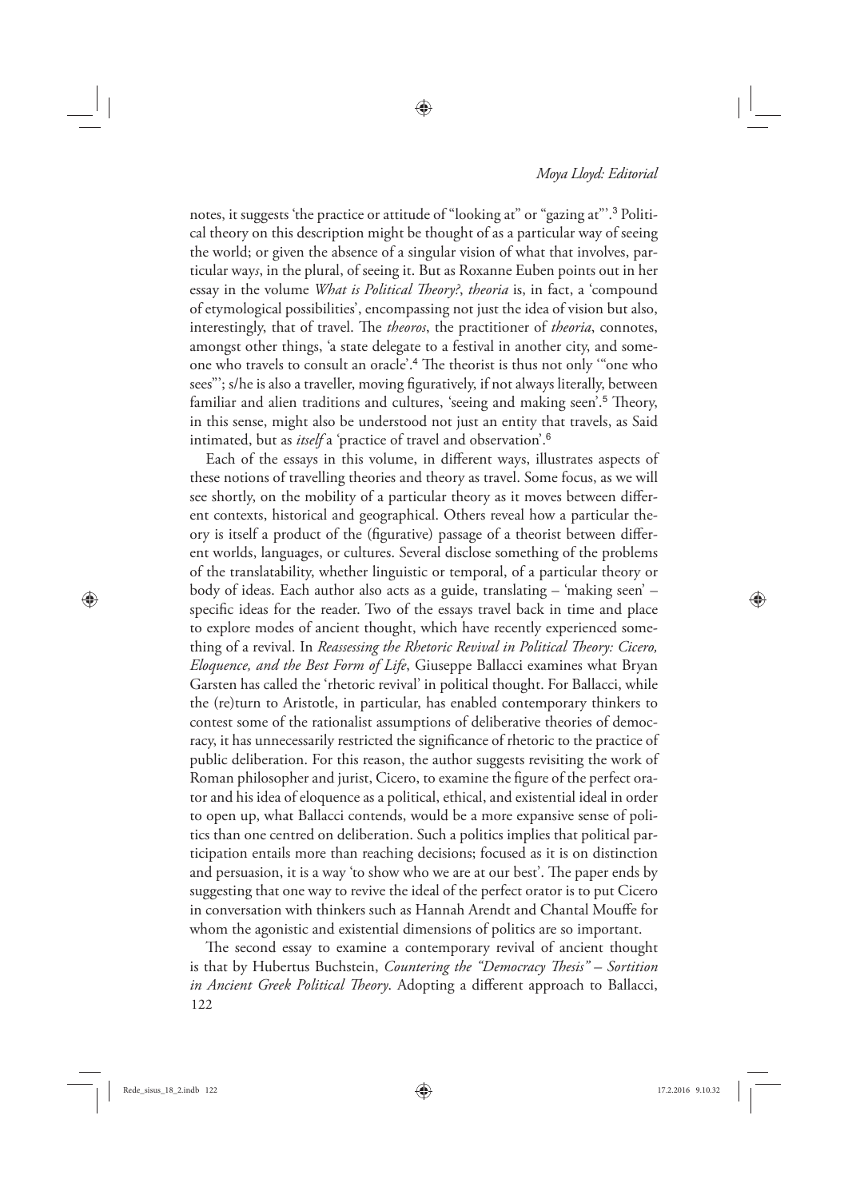notes, it suggests 'the practice or attitude of "looking at" or "gazing at"'.[3] Political theory on this description might be thought of as a particular way of seeing the world; or given the absence of a singular vision of what that involves, particular way*s*, in the plural, of seeing it. But as Roxanne Euben points out in her essay in the volume *What is Political Theory?*, *theoria* is, in fact, a 'compound of etymological possibilities', encompassing not just the idea of vision but also, interestingly, that of travel. The *theoros*, the practitioner of *theoria*, connotes, amongst other things, 'a state delegate to a festival in another city, and someone who travels to consult an oracle'.[4] The theorist is thus not only '"one who sees"'; s/he is also a traveller, moving figuratively, if not always literally, between familiar and alien traditions and cultures, 'seeing and making seen'.[5] Theory, in this sense, might also be understood not just an entity that travels, as Said intimated, but as *itself* a 'practice of travel and observation'.[6]

Each of the essays in this volume, in different ways, illustrates aspects of these notions of travelling theories and theory as travel. Some focus, as we will see shortly, on the mobility of a particular theory as it moves between different contexts, historical and geographical. Others reveal how a particular theory is itself a product of the (figurative) passage of a theorist between different worlds, languages, or cultures. Several disclose something of the problems of the translatability, whether linguistic or temporal, of a particular theory or body of ideas. Each author also acts as a guide, translating – 'making seen' – specific ideas for the reader. Two of the essays travel back in time and place to explore modes of ancient thought, which have recently experienced something of a revival. In *Reassessing the Rhetoric Revival in Political Theory: Cicero, Eloquence, and the Best Form of Life*, Giuseppe Ballacci examines what Bryan Garsten has called the 'rhetoric revival' in political thought. For Ballacci, while the (re)turn to Aristotle, in particular, has enabled contemporary thinkers to contest some of the rationalist assumptions of deliberative theories of democracy, it has unnecessarily restricted the significance of rhetoric to the practice of public deliberation. For this reason, the author suggests revisiting the work of Roman philosopher and jurist, Cicero, to examine the figure of the perfect orator and his idea of eloquence as a political, ethical, and existential ideal in order to open up, what Ballacci contends, would be a more expansive sense of politics than one centred on deliberation. Such a politics implies that political participation entails more than reaching decisions; focused as it is on distinction and persuasion, it is a way 'to show who we are at our best'. The paper ends by suggesting that one way to revive the ideal of the perfect orator is to put Cicero in conversation with thinkers such as Hannah Arendt and Chantal Mouffe for whom the agonistic and existential dimensions of politics are so important.

The second essay to examine a contemporary revival of ancient thought is that by Hubertus Buchstein, *Countering the "Democracy Thesis" – Sortition in Ancient Greek Political Theory*. Adopting a different approach to Ballacci,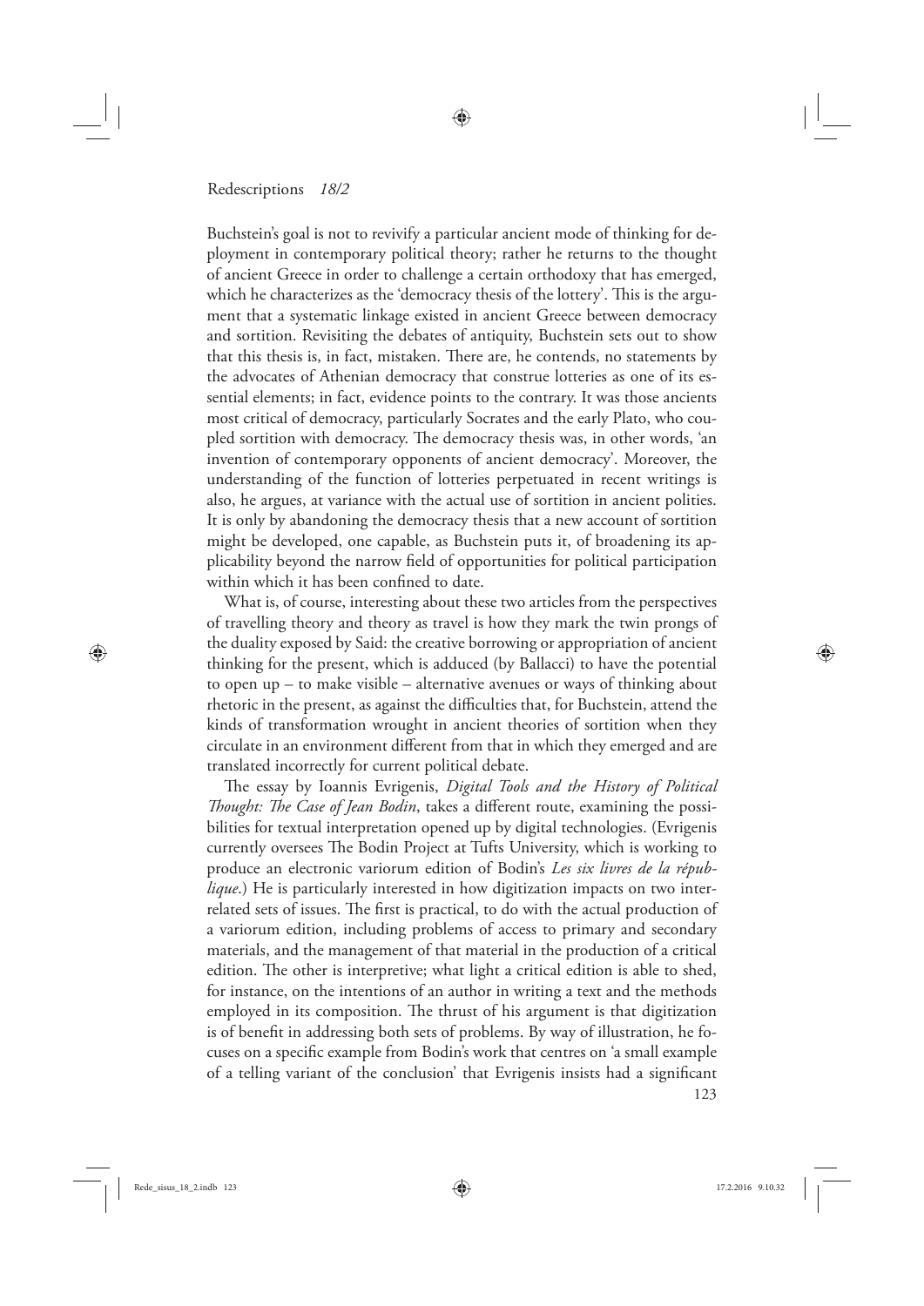Buchstein's goal is not to revivify a particular ancient mode of thinking for deployment in contemporary political theory; rather he returns to the thought of ancient Greece in order to challenge a certain orthodoxy that has emerged, which he characterizes as the 'democracy thesis of the lottery'. This is the argument that a systematic linkage existed in ancient Greece between democracy and sortition. Revisiting the debates of antiquity, Buchstein sets out to show that this thesis is, in fact, mistaken. There are, he contends, no statements by the advocates of Athenian democracy that construe lotteries as one of its essential elements; in fact, evidence points to the contrary. It was those ancients most critical of democracy, particularly Socrates and the early Plato, who coupled sortition with democracy. The democracy thesis was, in other words, 'an invention of contemporary opponents of ancient democracy'. Moreover, the understanding of the function of lotteries perpetuated in recent writings is also, he argues, at variance with the actual use of sortition in ancient polities. It is only by abandoning the democracy thesis that a new account of sortition might be developed, one capable, as Buchstein puts it, of broadening its applicability beyond the narrow field of opportunities for political participation within which it has been confined to date.

What is, of course, interesting about these two articles from the perspectives of travelling theory and theory as travel is how they mark the twin prongs of the duality exposed by Said: the creative borrowing or appropriation of ancient thinking for the present, which is adduced (by Ballacci) to have the potential to open up – to make visible – alternative avenues or ways of thinking about rhetoric in the present, as against the difficulties that, for Buchstein, attend the kinds of transformation wrought in ancient theories of sortition when they circulate in an environment different from that in which they emerged and are translated incorrectly for current political debate.

The essay by Ioannis Evrigenis, *Digital Tools and the History of Political Thought: The Case of Jean Bodin*, takes a different route, examining the possibilities for textual interpretation opened up by digital technologies. (Evrigenis currently oversees The Bodin Project at Tufts University, which is working to produce an electronic variorum edition of Bodin's *Les six livres de la république*.) He is particularly interested in how digitization impacts on two interrelated sets of issues. The first is practical, to do with the actual production of a variorum edition, including problems of access to primary and secondary materials, and the management of that material in the production of a critical edition. The other is interpretive; what light a critical edition is able to shed, for instance, on the intentions of an author in writing a text and the methods employed in its composition. The thrust of his argument is that digitization is of benefit in addressing both sets of problems. By way of illustration, he focuses on a specific example from Bodin's work that centres on 'a small example of a telling variant of the conclusion' that Evrigenis insists had a significant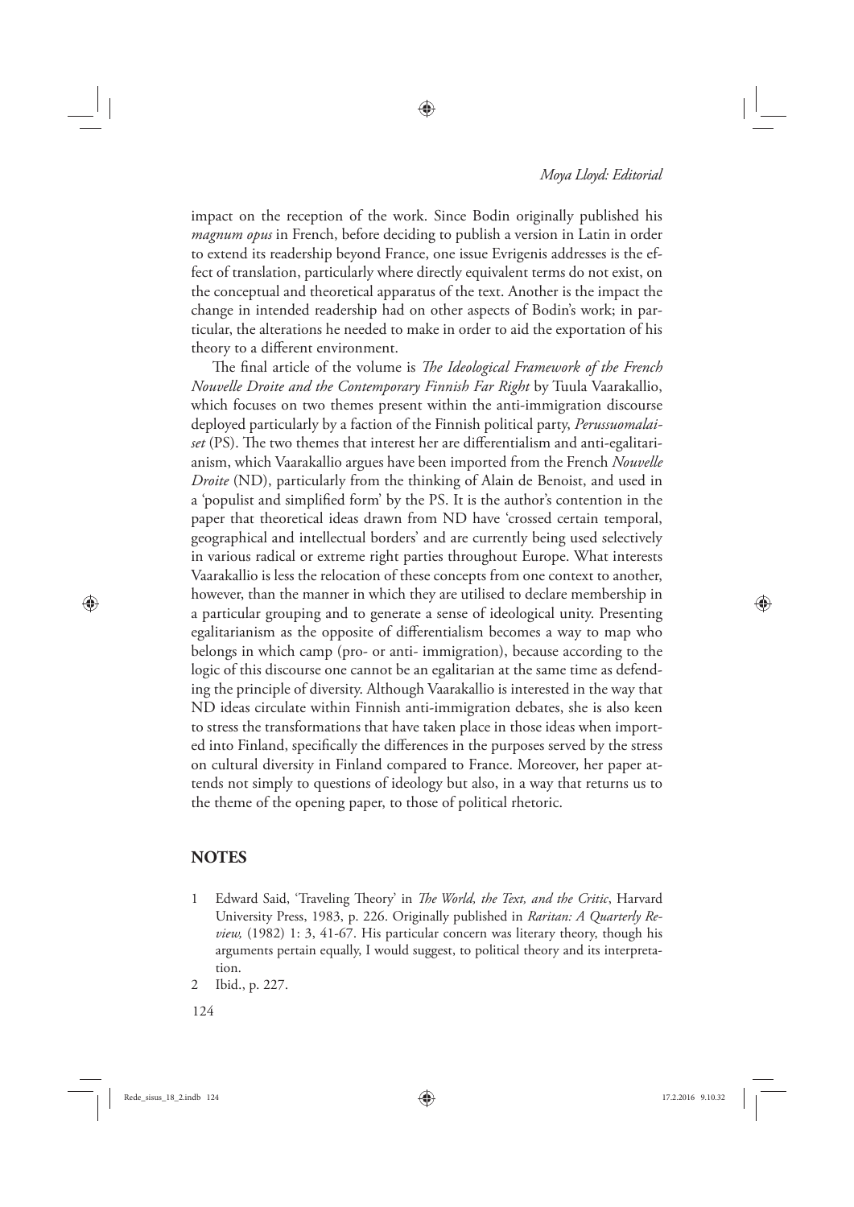impact on the reception of the work. Since Bodin originally published his *magnum opus* in French, before deciding to publish a version in Latin in order to extend its readership beyond France, one issue Evrigenis addresses is the effect of translation, particularly where directly equivalent terms do not exist, on the conceptual and theoretical apparatus of the text. Another is the impact the change in intended readership had on other aspects of Bodin's work; in particular, the alterations he needed to make in order to aid the exportation of his theory to a different environment.

The final article of the volume is *The Ideological Framework of the French Nouvelle Droite and the Contemporary Finnish Far Right* by Tuula Vaarakallio, which focuses on two themes present within the anti-immigration discourse deployed particularly by a faction of the Finnish political party, *Perussuomalaiset* (PS). The two themes that interest her are differentialism and anti-egalitarianism, which Vaarakallio argues have been imported from the French *Nouvelle Droite* (ND), particularly from the thinking of Alain de Benoist, and used in a 'populist and simplified form' by the PS. It is the author's contention in the paper that theoretical ideas drawn from ND have 'crossed certain temporal, geographical and intellectual borders' and are currently being used selectively in various radical or extreme right parties throughout Europe. What interests Vaarakallio is less the relocation of these concepts from one context to another, however, than the manner in which they are utilised to declare membership in a particular grouping and to generate a sense of ideological unity. Presenting egalitarianism as the opposite of differentialism becomes a way to map who belongs in which camp (pro- or anti- immigration), because according to the logic of this discourse one cannot be an egalitarian at the same time as defending the principle of diversity. Although Vaarakallio is interested in the way that ND ideas circulate within Finnish anti-immigration debates, she is also keen to stress the transformations that have taken place in those ideas when imported into Finland, specifically the differences in the purposes served by the stress on cultural diversity in Finland compared to France. Moreover, her paper attends not simply to questions of ideology but also, in a way that returns us to the theme of the opening paper, to those of political rhetoric.

## NOTES

1 Edward Said, 'Traveling Theory' in *The World, the Text, and the Critic*, Harvard University Press, 1983, p. 226. Originally published in *Raritan: A Quarterly Review,* (1982) 1: 3, 41-67. His particular concern was literary theory, though his arguments pertain equally, I would suggest, to political theory and its interpretation.

2 Ibid., p. 227.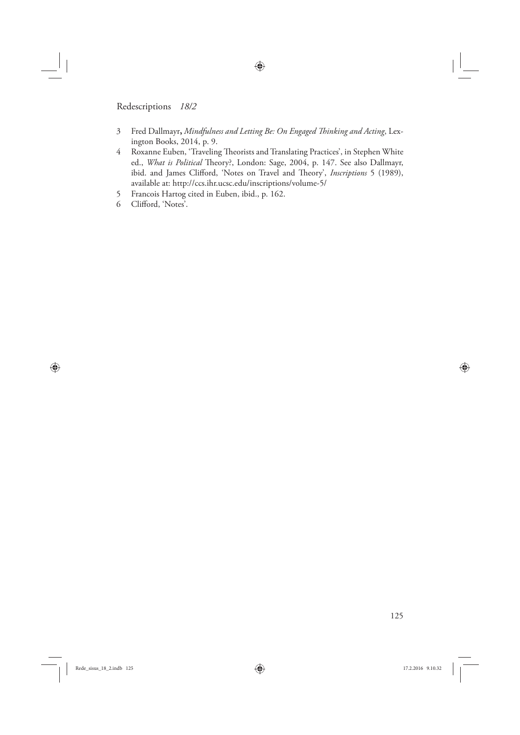3 Fred Dallmayr, *Mindfulness and Letting Be: On Engaged Thinking and Acting*, Lexington Books, 2014, p. 9.
4 Roxanne Euben, 'Traveling Theorists and Translating Practices', in Stephen White ed., *What is Political* Theory?, London: Sage, 2004, p. 147. See also Dallmayr, ibid. and James Clifford, 'Notes on Travel and Theory', *Inscriptions* 5 (1989), available at: http://ccs.ihr.ucsc.edu/inscriptions/volume-5/
5 Francois Hartog cited in Euben, ibid., p. 162.
6 Clifford, 'Notes'.